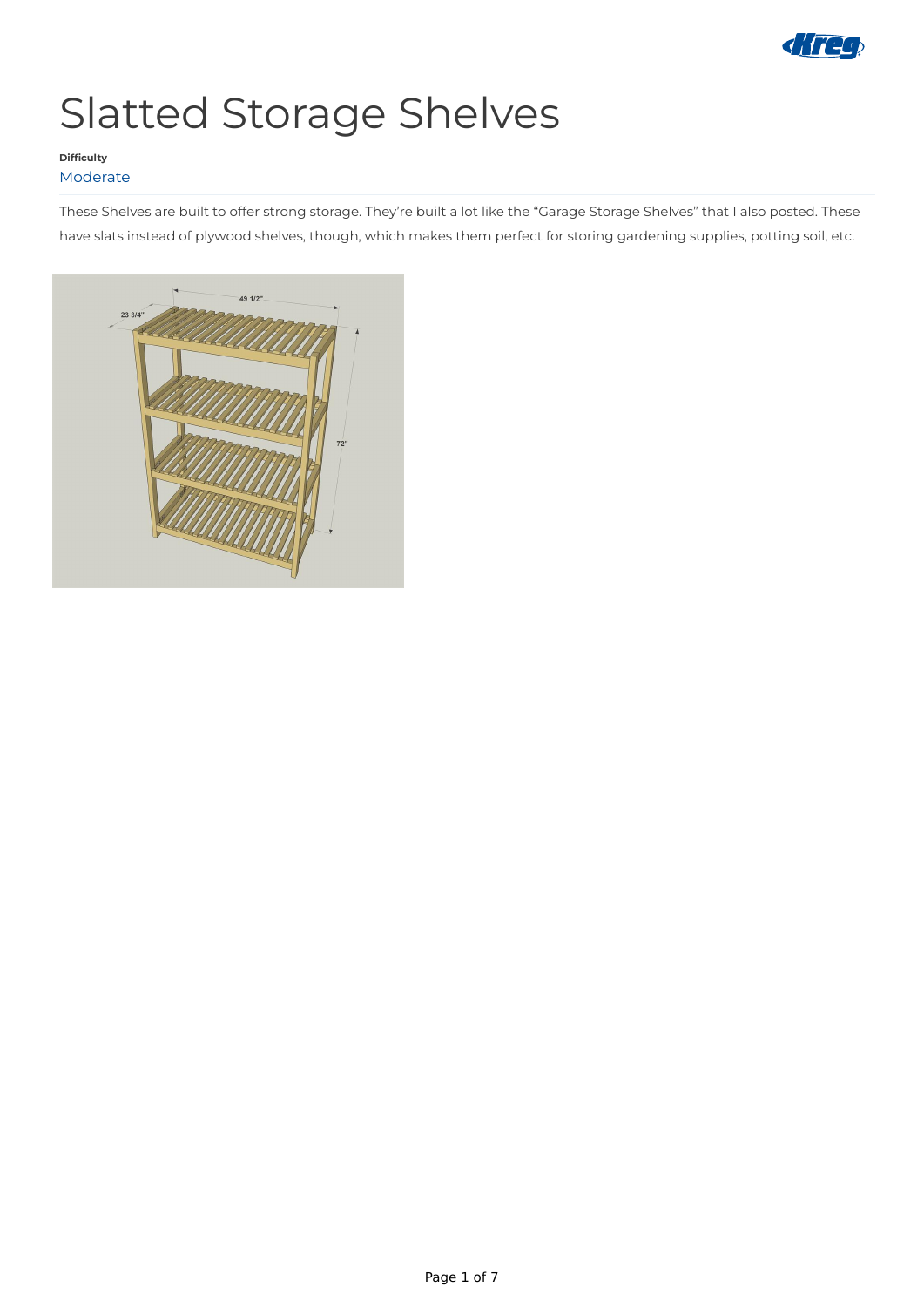# Slatted Storage Shelves

**Difficulty**

Moderate

These Shelves are built to offer strong storage. They're built a lot like the "Garage Storage Shelves" that I also posted. These have slats instead of plywood shelves, though, which makes them perfect for storing gardening supplies, potting soil, etc.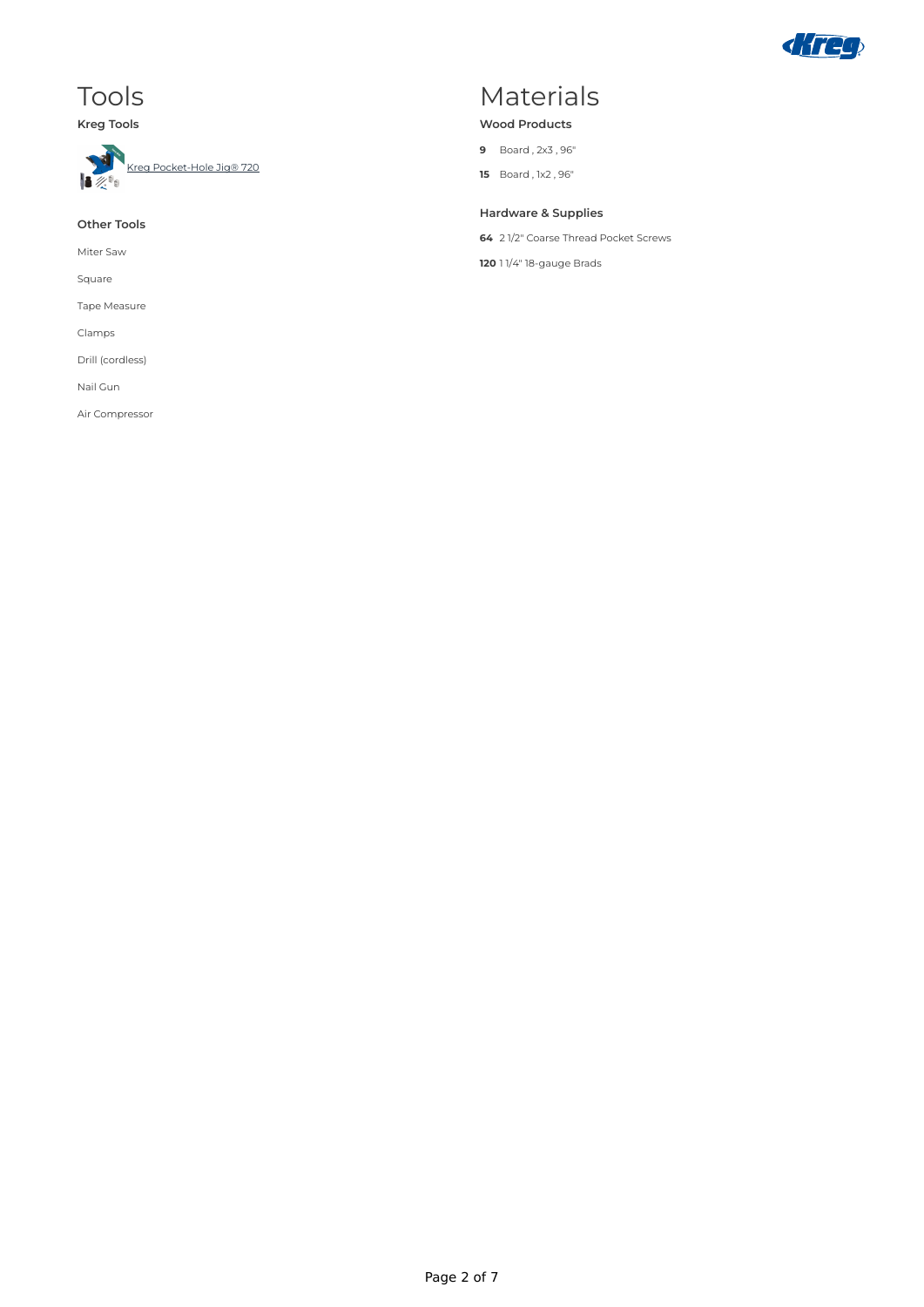# Tools

### Kreg Tools

Kreg Pocket-Hole Jig® 720

### Other Tools

Miter Saw

Square

Tape Measure

Clamps

Drill (cordless)

Nail Gun

Air Compressor

# Materials

### Wood Products

**9** Board , 2x3 , 96"

**15** Board , 1x2 , 96"

### Hardware & Supplies

**64** 2 1/2" Coarse Thread Pocket Screws

**120** 1 1/4" 18-gauge Brads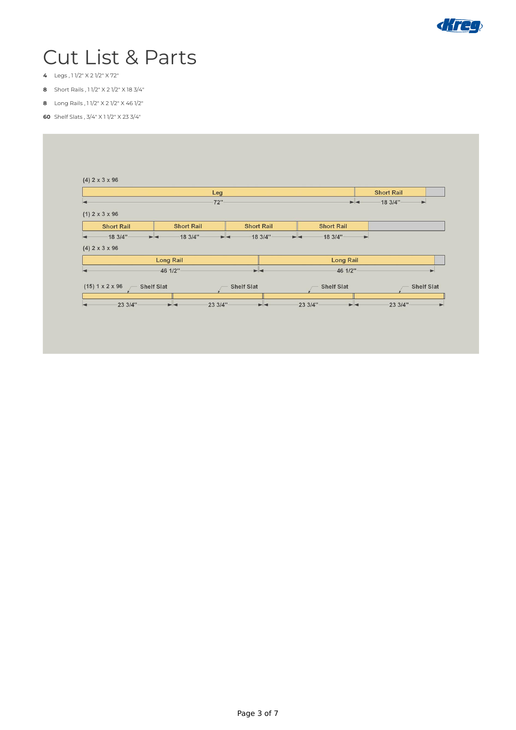# Cut List & Parts

**4** Legs , 1 1/2" X 2 1/2" X 72"

**8** Short Rails , 1 1/2" X 2 1/2" X 18 3/4"

**8** Long Rails , 1 1/2" X 2 1/2" X 46 1/2"

**60** Shelf Slats , 3/4" X 1 1/2" X 23 3/4"

(4) 2 x 3 x 96

| Leg | Short Rail |
|---|---|
| 72" | 18 3/4" |

(1) 2 x 3 x 96

| Short Rail | Short Rail | Short Rail | Short Rail |
|---|---|---|---|
| 18 3/4" | 18 3/4" | 18 3/4" | 18 3/4" |

(4) 2 x 3 x 96

| Long Rail | Long Rail |
|---|---|
| 46 1/2" | 46 1/2" |

(15) 1 x 2 x 96

| Shelf Slat | Shelf Slat | Shelf Slat | Shelf Slat |
|---|---|---|---|
| 23 3/4" | 23 3/4" | 23 3/4" | 23 3/4" |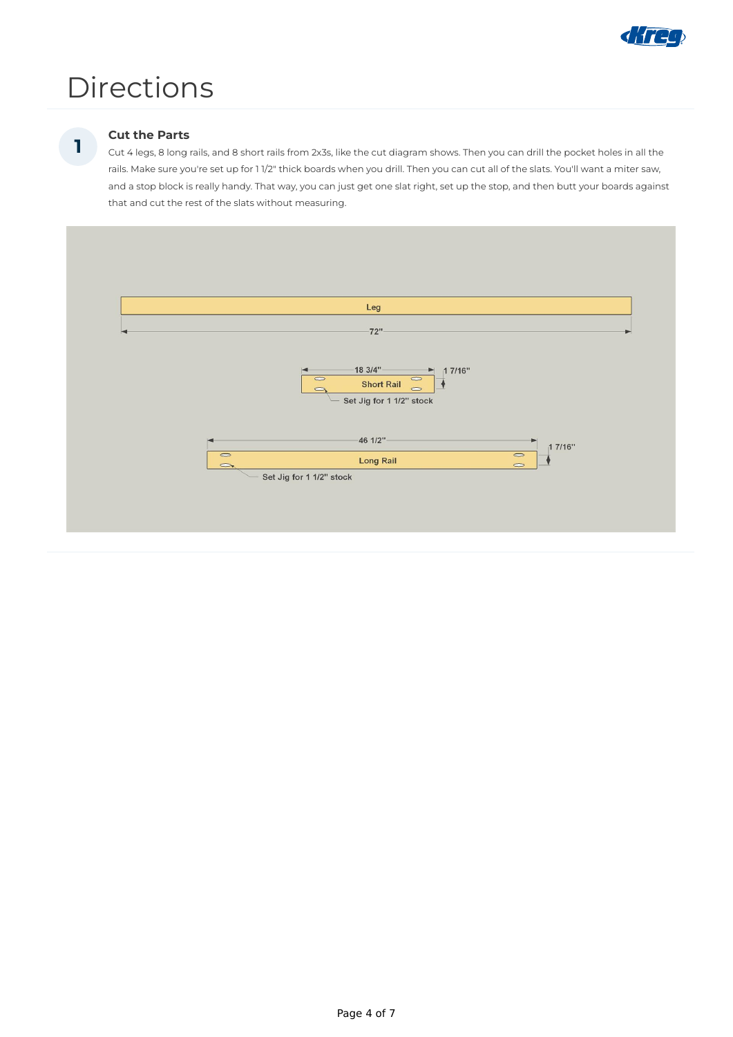# Directions

## 1

### Cut the Parts

Cut 4 legs, 8 long rails, and 8 short rails from 2x3s, like the cut diagram shows. Then you can drill the pocket holes in all the rails. Make sure you're set up for 1 1/2" thick boards when you drill. Then you can cut all of the slats. You'll want a miter saw, and a stop block is really handy. That way, you can just get one slat right, set up the stop, and then butt your boards against that and cut the rest of the slats without measuring.

Leg

72"

18 3/4"

1 7/16"

Short Rail

Set Jig for 1 1/2" stock

46 1/2"

1 7/16"

Long Rail

Set Jig for 1 1/2" stock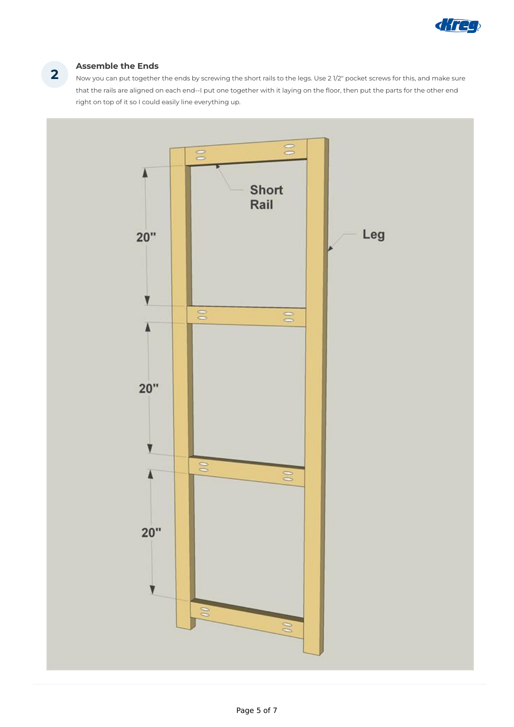## 2 Assemble the Ends

Now you can put together the ends by screwing the short rails to the legs. Use 2 1/2" pocket screws for this, and make sure that the rails are aligned on each end--I put one together with it laying on the floor, then put the parts for the other end right on top of it so I could easily line everything up.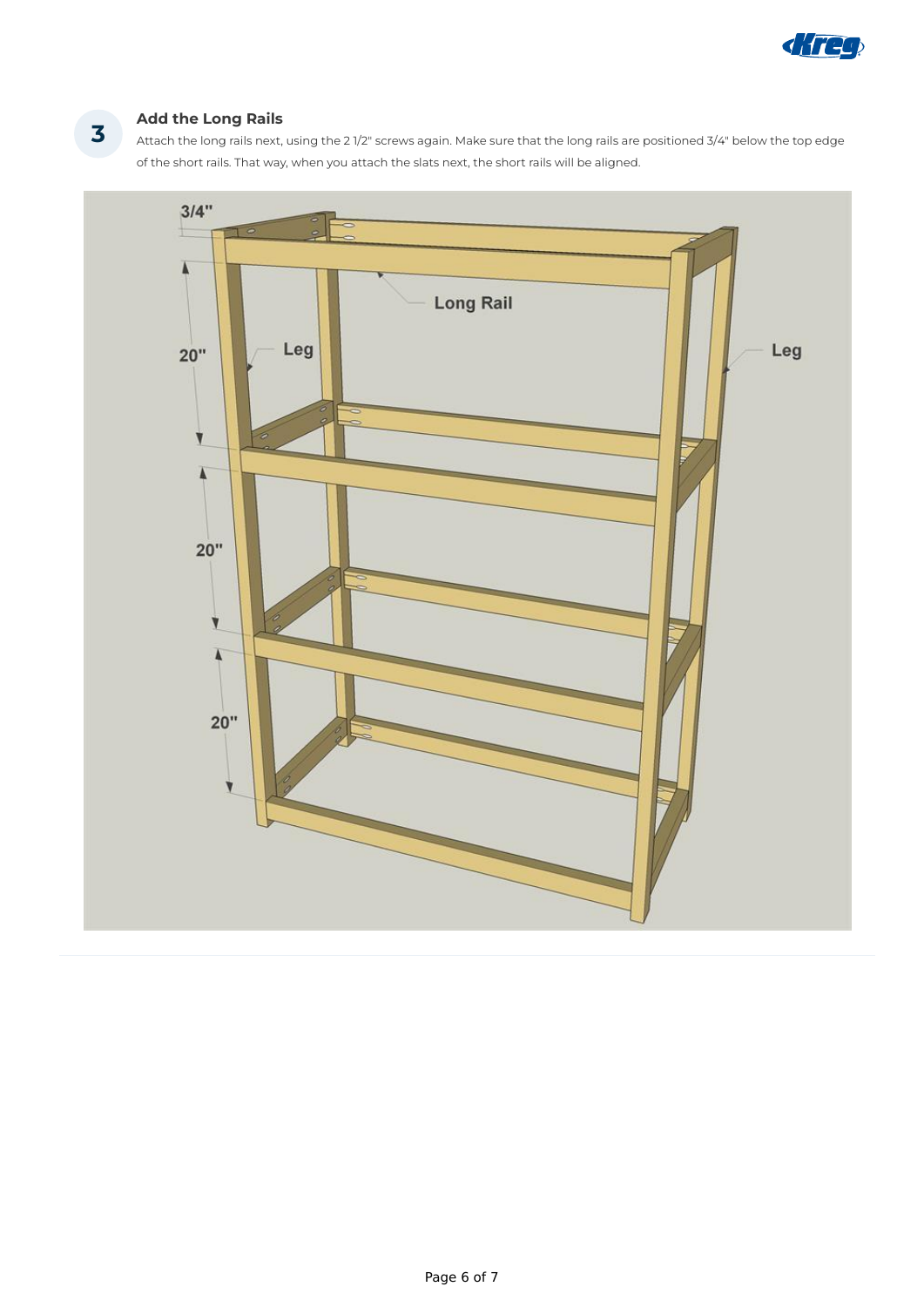## 3 Add the Long Rails

Attach the long rails next, using the 2 1/2" screws again. Make sure that the long rails are positioned 3/4" below the top edge of the short rails. That way, when you attach the slats next, the short rails will be aligned.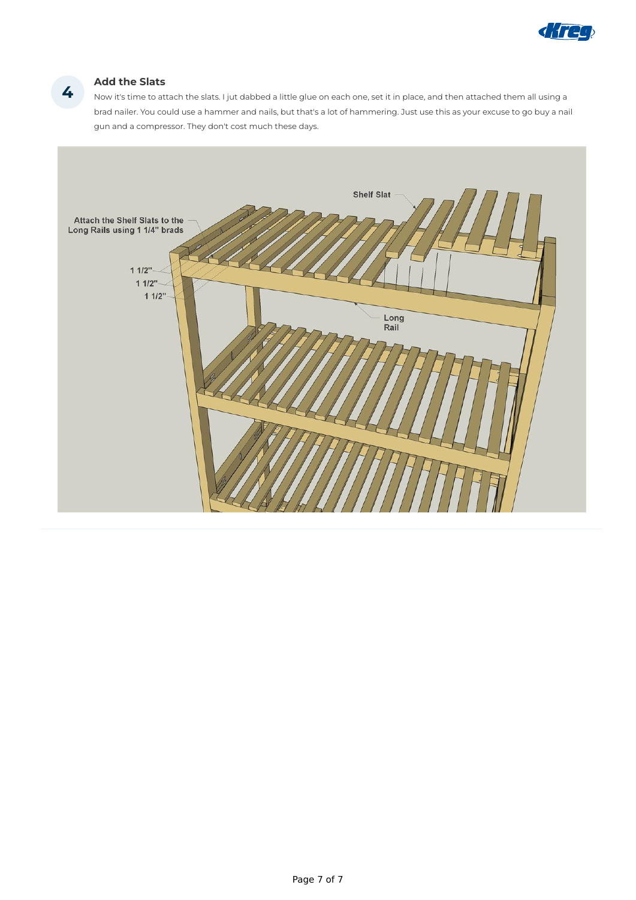## 4 Add the Slats

Now it's time to attach the slats. I jut dabbed a little glue on each one, set it in place, and then attached them all using a brad nailer. You could use a hammer and nails, but that's a lot of hammering. Just use this as your excuse to go buy a nail gun and a compressor. They don't cost much these days.

Shelf Slat

Attach the Shelf Slats to the Long Rails using 1 1/4" brads

1 1/2"

1 1/2"

1 1/2"

Long Rail